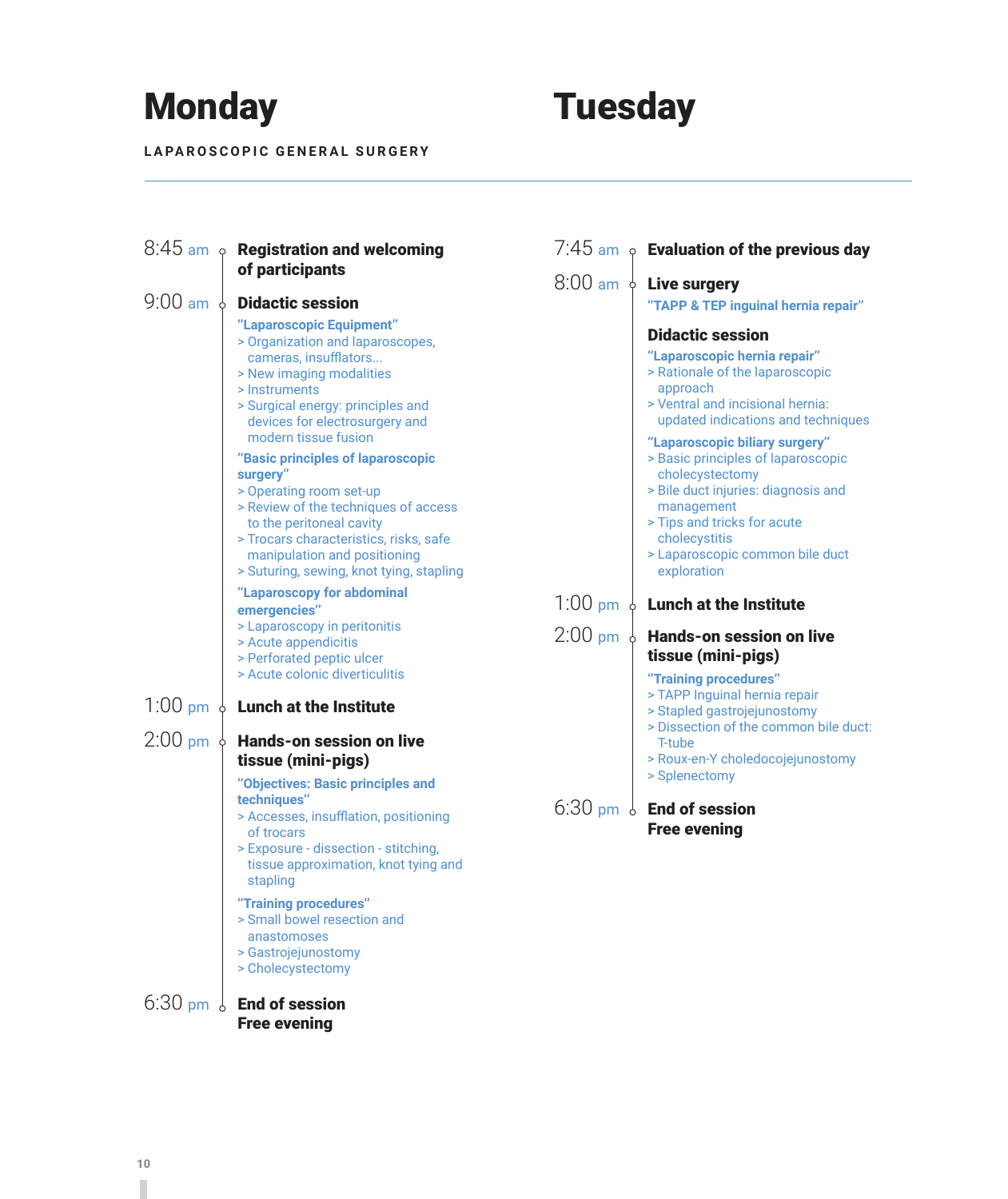# Monday

LAPAROSCOPIC GENERAL SURGERY

**8:45 am** — **Registration and welcoming of participants**

**9:00 am** — **Didactic session**

**"Laparoscopic Equipment"**
> Organization and laparoscopes, cameras, insufflators...
> New imaging modalities
> Instruments
> Surgical energy: principles and devices for electrosurgery and modern tissue fusion

**"Basic principles of laparoscopic surgery"**
> Operating room set-up
> Review of the techniques of access to the peritoneal cavity
> Trocars characteristics, risks, safe manipulation and positioning
> Suturing, sewing, knot tying, stapling

**"Laparoscopy for abdominal emergencies"**
> Laparoscopy in peritonitis
> Acute appendicitis
> Perforated peptic ulcer
> Acute colonic diverticulitis

**1:00 pm** — **Lunch at the Institute**

**2:00 pm** — **Hands-on session on live tissue (mini-pigs)**

**"Objectives: Basic principles and techniques"**
> Accesses, insufflation, positioning of trocars
> Exposure - dissection - stitching, tissue approximation, knot tying and stapling

**"Training procedures"**
> Small bowel resection and anastomoses
> Gastrojejunostomy
> Cholecystectomy

**6:30 pm** — **End of session**
**Free evening**

# Tuesday

**7:45 am** — **Evaluation of the previous day**

**8:00 am** — **Live surgery**

**"TAPP & TEP inguinal hernia repair"**

**Didactic session**

**"Laparoscopic hernia repair"**
> Rationale of the laparoscopic approach
> Ventral and incisional hernia: updated indications and techniques

**"Laparoscopic biliary surgery"**
> Basic principles of laparoscopic cholecystectomy
> Bile duct injuries: diagnosis and management
> Tips and tricks for acute cholecystitis
> Laparoscopic common bile duct exploration

**1:00 pm** — **Lunch at the Institute**

**2:00 pm** — **Hands-on session on live tissue (mini-pigs)**

**"Training procedures"**
> TAPP Inguinal hernia repair
> Stapled gastrojejunostomy
> Dissection of the common bile duct: T-tube
> Roux-en-Y choledocojejunostomy
> Splenectomy

**6:30 pm** — **End of session**
**Free evening**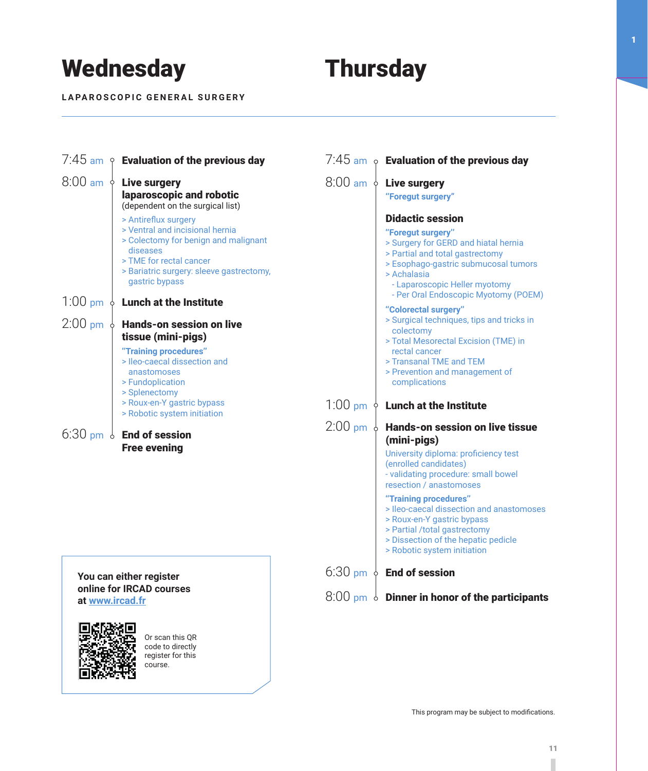# Wednesday

LAPAROSCOPIC GENERAL SURGERY

7:45 am **Evaluation of the previous day**

8:00 am **Live surgery laparoscopic and robotic**
(dependent on the surgical list)

> Antireflux surgery
> Ventral and incisional hernia
> Colectomy for benign and malignant diseases
> TME for rectal cancer
> Bariatric surgery: sleeve gastrectomy, gastric bypass

1:00 pm **Lunch at the Institute**

2:00 pm **Hands-on session on live tissue (mini-pigs)**

**"Training procedures"**
> Ileo-caecal dissection and anastomoses
> Fundoplication
> Splenectomy
> Roux-en-Y gastric bypass
> Robotic system initiation

6:30 pm **End of session**
**Free evening**

**You can either register online for IRCAD courses at www.ircad.fr**

Or scan this QR code to directly register for this course.

# Thursday

7:45 am **Evaluation of the previous day**

8:00 am **Live surgery**
**"Foregut surgery"**

**Didactic session**

**"Foregut surgery"**
> Surgery for GERD and hiatal hernia
> Partial and total gastrectomy
> Esophago-gastric submucosal tumors
> Achalasia
  - Laparoscopic Heller myotomy
  - Per Oral Endoscopic Myotomy (POEM)

**"Colorectal surgery"**
> Surgical techniques, tips and tricks in colectomy
> Total Mesorectal Excision (TME) in rectal cancer
> Transanal TME and TEM
> Prevention and management of complications

1:00 pm **Lunch at the Institute**

2:00 pm **Hands-on session on live tissue (mini-pigs)**

University diploma: proficiency test (enrolled candidates)
- validating procedure: small bowel resection / anastomoses

**"Training procedures"**
> Ileo-caecal dissection and anastomoses
> Roux-en-Y gastric bypass
> Partial /total gastrectomy
> Dissection of the hepatic pedicle
> Robotic system initiation

6:30 pm **End of session**

8:00 pm **Dinner in honor of the participants**

This program may be subject to modifications.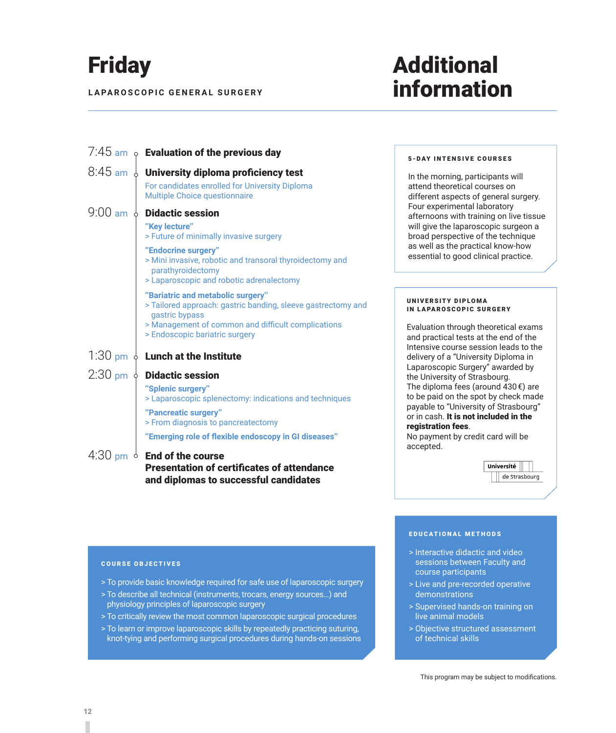# Friday

LAPAROSCOPIC GENERAL SURGERY

7:45 am **Evaluation of the previous day**

8:45 am **University diploma proficiency test**

For candidates enrolled for University Diploma
Multiple Choice questionnaire

9:00 am **Didactic session**

**"Key lecture"**
> Future of minimally invasive surgery

**"Endocrine surgery"**
> Mini invasive, robotic and transoral thyroidectomy and parathyroidectomy
> Laparoscopic and robotic adrenalectomy

**"Bariatric and metabolic surgery"**
> Tailored approach: gastric banding, sleeve gastrectomy and gastric bypass
> Management of common and difficult complications
> Endoscopic bariatric surgery

1:30 pm **Lunch at the Institute**

2:30 pm **Didactic session**

**"Splenic surgery"**
> Laparoscopic splenectomy: indications and techniques

**"Pancreatic surgery"**
> From diagnosis to pancreatectomy

**"Emerging role of flexible endoscopy in GI diseases"**

4:30 pm **End of the course**
**Presentation of certificates of attendance and diplomas to successful candidates**

## COURSE OBJECTIVES

> To provide basic knowledge required for safe use of laparoscopic surgery
> To describe all technical (instruments, trocars, energy sources…) and physiology principles of laparoscopic surgery
> To critically review the most common laparoscopic surgical procedures
> To learn or improve laparoscopic skills by repeatedly practicing suturing, knot-tying and performing surgical procedures during hands-on sessions

# Additional information

## 5-DAY INTENSIVE COURSES

In the morning, participants will attend theoretical courses on different aspects of general surgery. Four experimental laboratory afternoons with training on live tissue will give the laparoscopic surgeon a broad perspective of the technique as well as the practical know-how essential to good clinical practice.

## UNIVERSITY DIPLOMA IN LAPAROSCOPIC SURGERY

Evaluation through theoretical exams and practical tests at the end of the Intensive course session leads to the delivery of a "University Diploma in Laparoscopic Surgery" awarded by the University of Strasbourg.
The diploma fees (around 430 €) are to be paid on the spot by check made payable to "University of Strasbourg" or in cash. **It is not included in the registration fees**.
No payment by credit card will be accepted.

Université de Strasbourg

## EDUCATIONAL METHODS

> Interactive didactic and video sessions between Faculty and course participants
> Live and pre-recorded operative demonstrations
> Supervised hands-on training on live animal models
> Objective structured assessment of technical skills

This program may be subject to modifications.